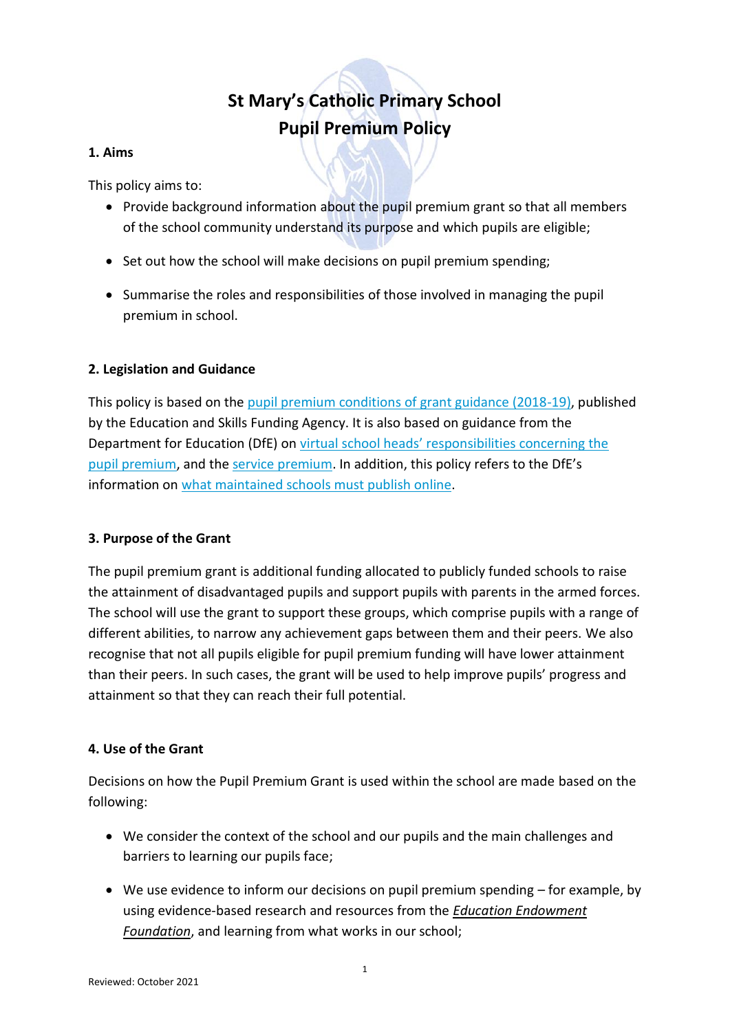# St Mary's Catholic Primary School
# Pupil Premium Policy

## 1. Aims

This policy aims to:

- Provide background information about the pupil premium grant so that all members of the school community understand its purpose and which pupils are eligible;
- Set out how the school will make decisions on pupil premium spending;
- Summarise the roles and responsibilities of those involved in managing the pupil premium in school.

## 2. Legislation and Guidance

This policy is based on the pupil premium conditions of grant guidance (2018-19), published by the Education and Skills Funding Agency. It is also based on guidance from the Department for Education (DfE) on virtual school heads' responsibilities concerning the pupil premium, and the service premium. In addition, this policy refers to the DfE's information on what maintained schools must publish online.

## 3. Purpose of the Grant

The pupil premium grant is additional funding allocated to publicly funded schools to raise the attainment of disadvantaged pupils and support pupils with parents in the armed forces. The school will use the grant to support these groups, which comprise pupils with a range of different abilities, to narrow any achievement gaps between them and their peers. We also recognise that not all pupils eligible for pupil premium funding will have lower attainment than their peers. In such cases, the grant will be used to help improve pupils' progress and attainment so that they can reach their full potential.

## 4. Use of the Grant

Decisions on how the Pupil Premium Grant is used within the school are made based on the following:

- We consider the context of the school and our pupils and the main challenges and barriers to learning our pupils face;
- We use evidence to inform our decisions on pupil premium spending – for example, by using evidence-based research and resources from the ***Education Endowment Foundation***, and learning from what works in our school;

Reviewed: October 2021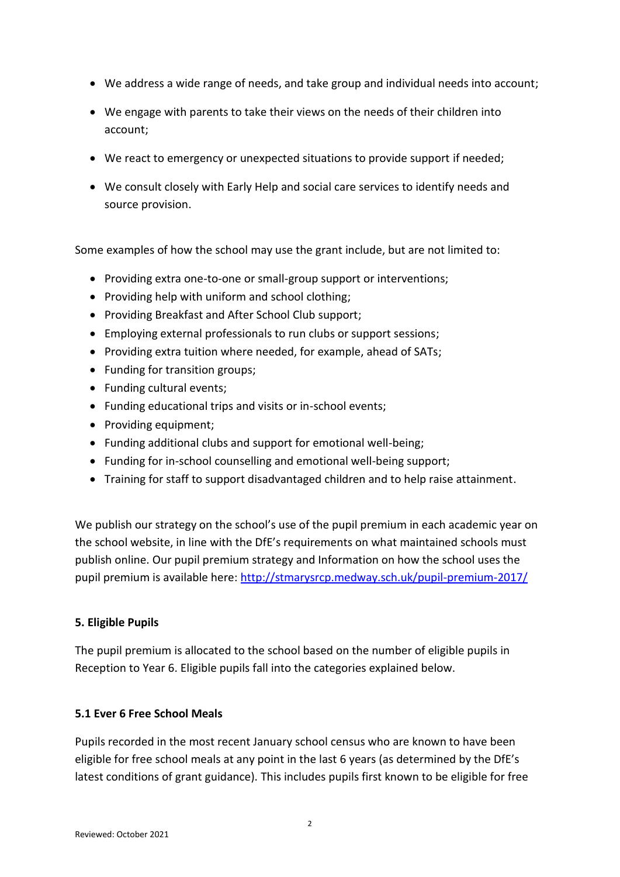- We address a wide range of needs, and take group and individual needs into account;
- We engage with parents to take their views on the needs of their children into account;
- We react to emergency or unexpected situations to provide support if needed;
- We consult closely with Early Help and social care services to identify needs and source provision.

Some examples of how the school may use the grant include, but are not limited to:

- Providing extra one-to-one or small-group support or interventions;
- Providing help with uniform and school clothing;
- Providing Breakfast and After School Club support;
- Employing external professionals to run clubs or support sessions;
- Providing extra tuition where needed, for example, ahead of SATs;
- Funding for transition groups;
- Funding cultural events;
- Funding educational trips and visits or in-school events;
- Providing equipment;
- Funding additional clubs and support for emotional well-being;
- Funding for in-school counselling and emotional well-being support;
- Training for staff to support disadvantaged children and to help raise attainment.

We publish our strategy on the school's use of the pupil premium in each academic year on the school website, in line with the DfE's requirements on what maintained schools must publish online. Our pupil premium strategy and Information on how the school uses the pupil premium is available here: [http://stmarysrcp.medway.sch.uk/pupil-premium-2017/](http://stmarysrcp.medway.sch.uk/pupil-premium-2017/)

### 5. Eligible Pupils

The pupil premium is allocated to the school based on the number of eligible pupils in Reception to Year 6. Eligible pupils fall into the categories explained below.

### 5.1 Ever 6 Free School Meals

Pupils recorded in the most recent January school census who are known to have been eligible for free school meals at any point in the last 6 years (as determined by the DfE's latest conditions of grant guidance). This includes pupils first known to be eligible for free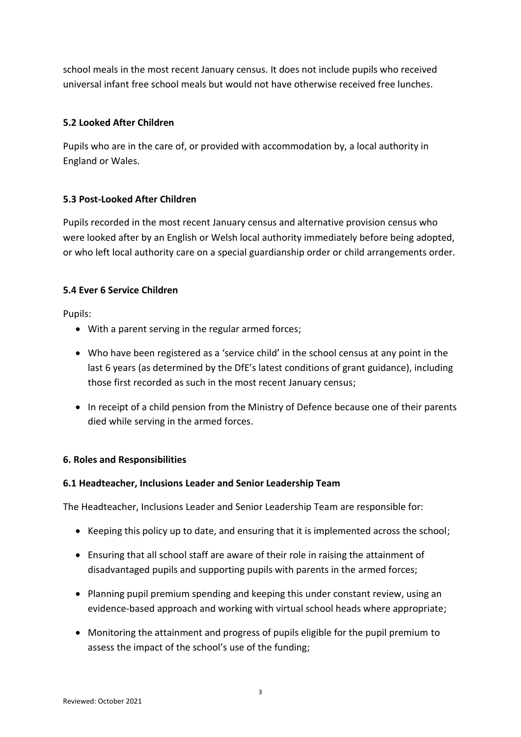school meals in the most recent January census. It does not include pupils who received universal infant free school meals but would not have otherwise received free lunches.

### 5.2 Looked After Children

Pupils who are in the care of, or provided with accommodation by, a local authority in England or Wales.

### 5.3 Post-Looked After Children

Pupils recorded in the most recent January census and alternative provision census who were looked after by an English or Welsh local authority immediately before being adopted, or who left local authority care on a special guardianship order or child arrangements order.

### 5.4 Ever 6 Service Children

Pupils:

- With a parent serving in the regular armed forces;
- Who have been registered as a 'service child' in the school census at any point in the last 6 years (as determined by the DfE's latest conditions of grant guidance), including those first recorded as such in the most recent January census;
- In receipt of a child pension from the Ministry of Defence because one of their parents died while serving in the armed forces.

## 6. Roles and Responsibilities

### 6.1 Headteacher, Inclusions Leader and Senior Leadership Team

The Headteacher, Inclusions Leader and Senior Leadership Team are responsible for:

- Keeping this policy up to date, and ensuring that it is implemented across the school;
- Ensuring that all school staff are aware of their role in raising the attainment of disadvantaged pupils and supporting pupils with parents in the armed forces;
- Planning pupil premium spending and keeping this under constant review, using an evidence-based approach and working with virtual school heads where appropriate;
- Monitoring the attainment and progress of pupils eligible for the pupil premium to assess the impact of the school's use of the funding;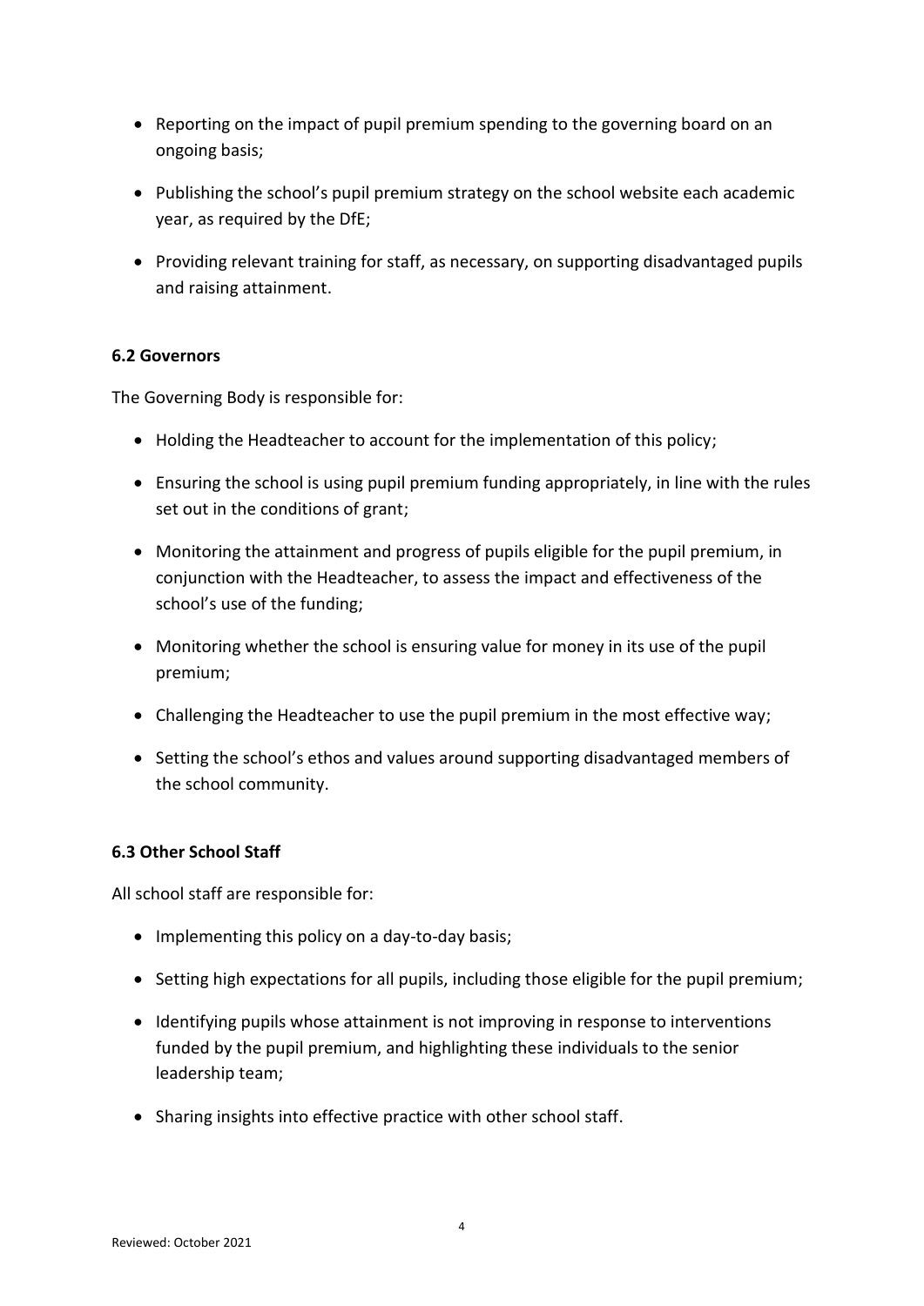- Reporting on the impact of pupil premium spending to the governing board on an ongoing basis;
- Publishing the school's pupil premium strategy on the school website each academic year, as required by the DfE;
- Providing relevant training for staff, as necessary, on supporting disadvantaged pupils and raising attainment.

### 6.2 Governors

The Governing Body is responsible for:

- Holding the Headteacher to account for the implementation of this policy;
- Ensuring the school is using pupil premium funding appropriately, in line with the rules set out in the conditions of grant;
- Monitoring the attainment and progress of pupils eligible for the pupil premium, in conjunction with the Headteacher, to assess the impact and effectiveness of the school's use of the funding;
- Monitoring whether the school is ensuring value for money in its use of the pupil premium;
- Challenging the Headteacher to use the pupil premium in the most effective way;
- Setting the school's ethos and values around supporting disadvantaged members of the school community.

### 6.3 Other School Staff

All school staff are responsible for:

- Implementing this policy on a day-to-day basis;
- Setting high expectations for all pupils, including those eligible for the pupil premium;
- Identifying pupils whose attainment is not improving in response to interventions funded by the pupil premium, and highlighting these individuals to the senior leadership team;
- Sharing insights into effective practice with other school staff.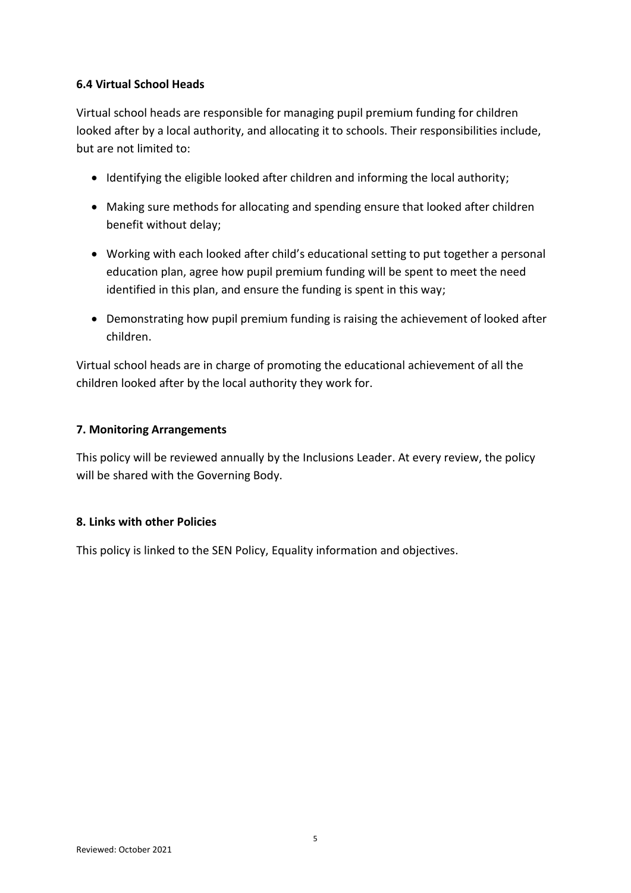### 6.4 Virtual School Heads

Virtual school heads are responsible for managing pupil premium funding for children looked after by a local authority, and allocating it to schools. Their responsibilities include, but are not limited to:

- Identifying the eligible looked after children and informing the local authority;
- Making sure methods for allocating and spending ensure that looked after children benefit without delay;
- Working with each looked after child's educational setting to put together a personal education plan, agree how pupil premium funding will be spent to meet the need identified in this plan, and ensure the funding is spent in this way;
- Demonstrating how pupil premium funding is raising the achievement of looked after children.

Virtual school heads are in charge of promoting the educational achievement of all the children looked after by the local authority they work for.

## 7. Monitoring Arrangements

This policy will be reviewed annually by the Inclusions Leader. At every review, the policy will be shared with the Governing Body.

## 8. Links with other Policies

This policy is linked to the SEN Policy, Equality information and objectives.